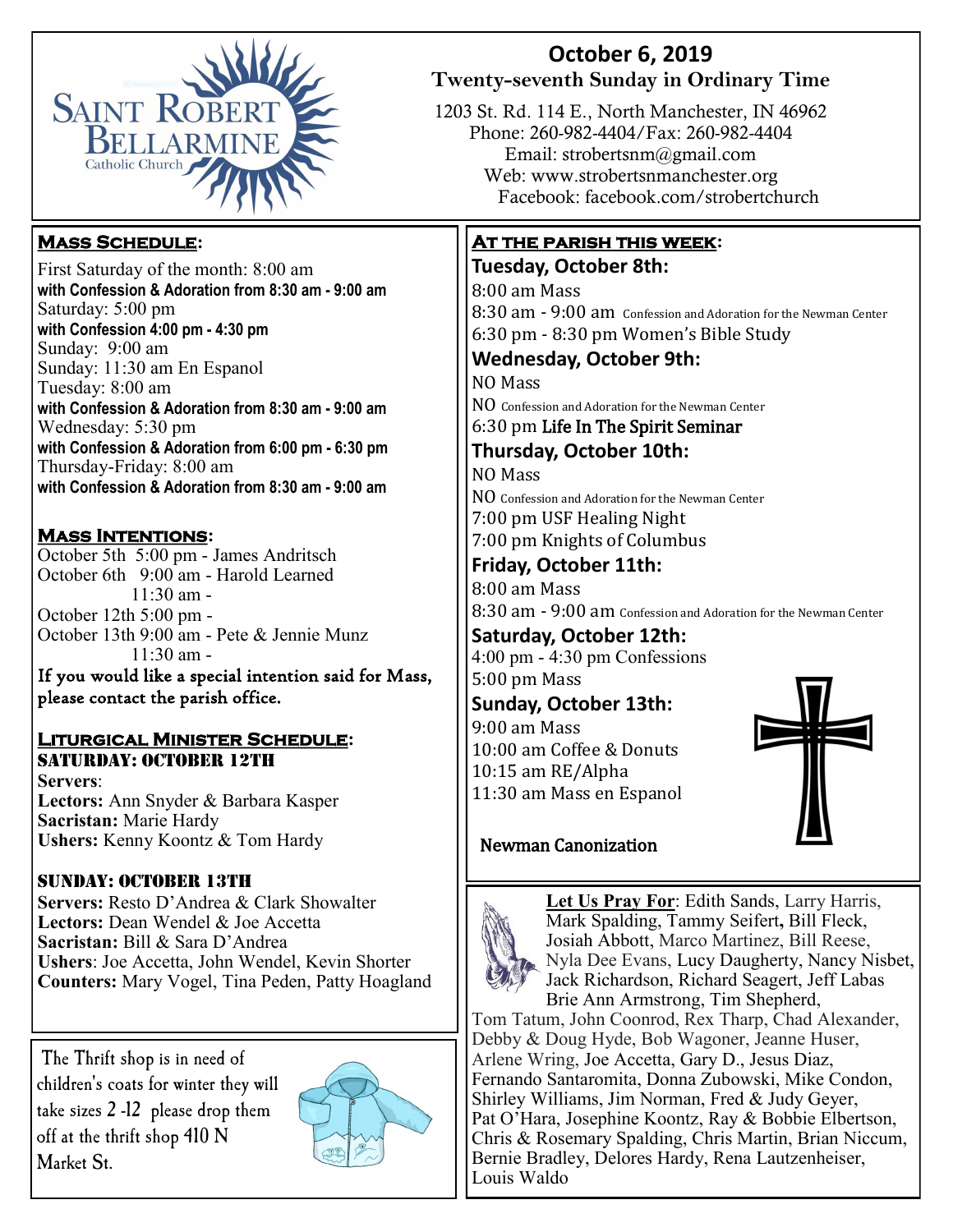# Saint Robert Bellarmine Catholic Church

## October 6, 2019

**Twenty-seventh Sunday in Ordinary Time**

1203 St. Rd. 114 E., North Manchester, IN 46962
Phone: 260-982-4404/Fax: 260-982-4404
Email: strobertsnm@gmail.com
Web: www.strobertsnmanchester.org
Facebook: facebook.com/strobertchurch

## Mass Schedule:

First Saturday of the month: 8:00 am
**with Confession & Adoration from 8:30 am - 9:00 am**
Saturday: 5:00 pm
**with Confession 4:00 pm - 4:30 pm**
Sunday: 9:00 am
Sunday: 11:30 am En Espanol
Tuesday: 8:00 am
**with Confession & Adoration from 8:30 am - 9:00 am**
Wednesday: 5:30 pm
**with Confession & Adoration from 6:00 pm - 6:30 pm**
Thursday-Friday: 8:00 am
**with Confession & Adoration from 8:30 am - 9:00 am**

## Mass Intentions:

October 5th 5:00 pm - James Andritsch
October 6th 9:00 am - Harold Learned
11:30 am -
October 12th 5:00 pm -
October 13th 9:00 am - Pete & Jennie Munz
11:30 am -

If you would like a special intention said for Mass, please contact the parish office.

## Liturgical Minister Schedule:

### Saturday: October 12th

**Servers**:
**Lectors:** Ann Snyder & Barbara Kasper
**Sacristan:** Marie Hardy
**Ushers:** Kenny Koontz & Tom Hardy

### Sunday: October 13th

**Servers:** Resto D'Andrea & Clark Showalter
**Lectors:** Dean Wendel & Joe Accetta
**Sacristan:** Bill & Sara D'Andrea
**Ushers**: Joe Accetta, John Wendel, Kevin Shorter
**Counters:** Mary Vogel, Tina Peden, Patty Hoagland

The Thrift shop is in need of children's coats for winter they will take sizes 2 -12 please drop them off at the thrift shop 410 N Market St.

## At the parish this week:

### Tuesday, October 8th:

8:00 am Mass
8:30 am - 9:00 am Confession and Adoration for the Newman Center
6:30 pm - 8:30 pm Women's Bible Study

### Wednesday, October 9th:

NO Mass
NO Confession and Adoration for the Newman Center
6:30 pm Life In The Spirit Seminar

### Thursday, October 10th:

NO Mass
NO Confession and Adoration for the Newman Center
7:00 pm USF Healing Night
7:00 pm Knights of Columbus

### Friday, October 11th:

8:00 am Mass
8:30 am - 9:00 am Confession and Adoration for the Newman Center

### Saturday, October 12th:

4:00 pm - 4:30 pm Confessions
5:00 pm Mass

### Sunday, October 13th:

9:00 am Mass
10:00 am Coffee & Donuts
10:15 am RE/Alpha
11:30 am Mass en Espanol

Newman Canonization

**Let Us Pray For**: Edith Sands, Larry Harris, Mark Spalding, Tammy Seifert, Bill Fleck, Josiah Abbott, Marco Martinez, Bill Reese, Nyla Dee Evans, Lucy Daugherty, Nancy Nisbet, Jack Richardson, Richard Seagert, Jeff Labas Brie Ann Armstrong, Tim Shepherd, Tom Tatum, John Coonrod, Rex Tharp, Chad Alexander, Debby & Doug Hyde, Bob Wagoner, Jeanne Huser, Arlene Wring, Joe Accetta, Gary D., Jesus Diaz, Fernando Santaromita, Donna Zubowski, Mike Condon, Shirley Williams, Jim Norman, Fred & Judy Geyer, Pat O'Hara, Josephine Koontz, Ray & Bobbie Elbertson, Chris & Rosemary Spalding, Chris Martin, Brian Niccum, Bernie Bradley, Delores Hardy, Rena Lautzenheiser, Louis Waldo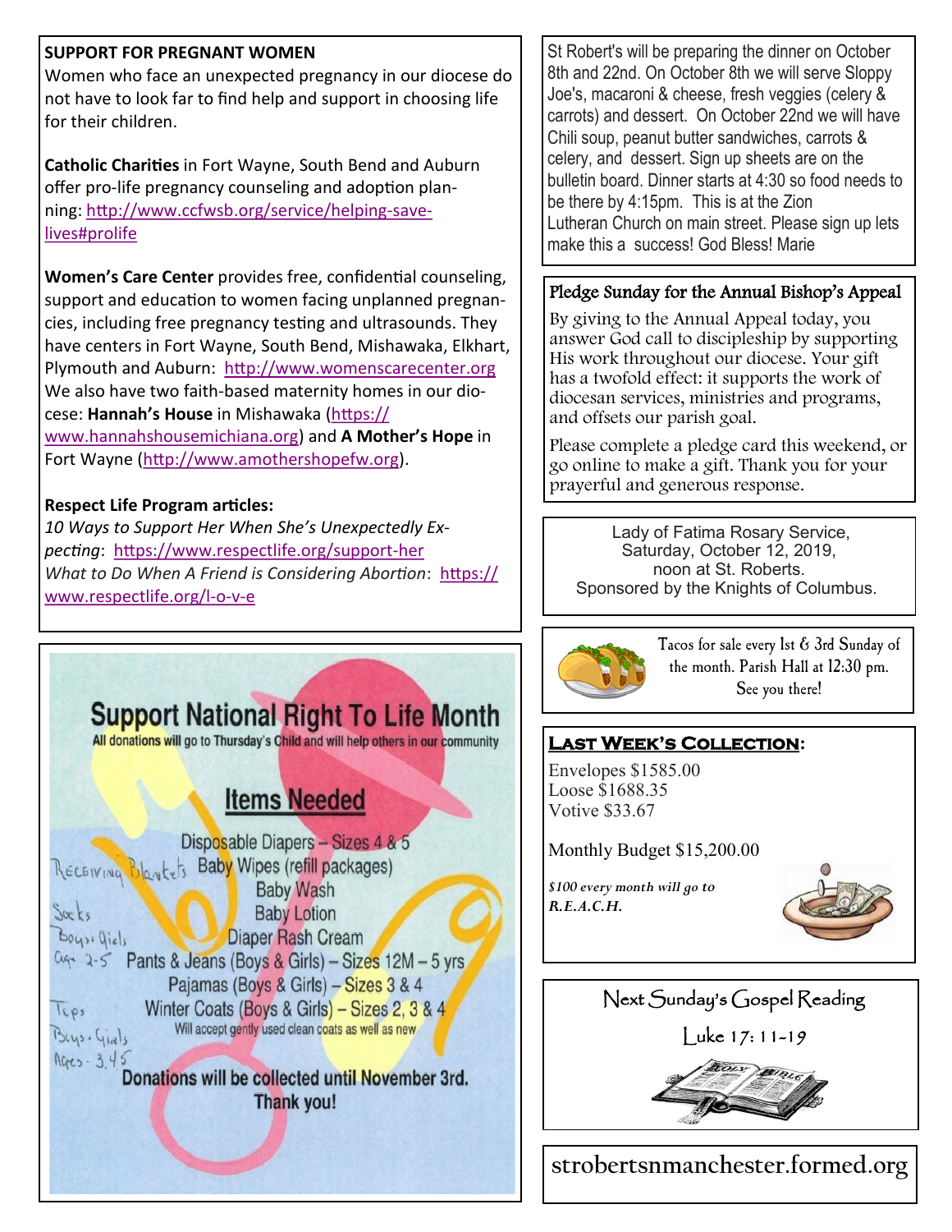## SUPPORT FOR PREGNANT WOMEN

Women who face an unexpected pregnancy in our diocese do not have to look far to find help and support in choosing life for their children.

**Catholic Charities** in Fort Wayne, South Bend and Auburn offer pro-life pregnancy counseling and adoption planning: http://www.ccfwsb.org/service/helping-save-lives#prolife

**Women's Care Center** provides free, confidential counseling, support and education to women facing unplanned pregnancies, including free pregnancy testing and ultrasounds. They have centers in Fort Wayne, South Bend, Mishawaka, Elkhart, Plymouth and Auburn: http://www.womenscarecenter.org We also have two faith-based maternity homes in our diocese: **Hannah's House** in Mishawaka (https://www.hannahshousemichiana.org) and **A Mother's Hope** in Fort Wayne (http://www.amothershopefw.org).

**Respect Life Program articles:**

*10 Ways to Support Her When She's Unexpectedly Expecting*: https://www.respectlife.org/support-her

*What to Do When A Friend is Considering Abortion*: https://www.respectlife.org/l-o-v-e

## Support National Right To Life Month

All donations will go to Thursday's Child and will help others in our community

**Items Needed**

- Disposable Diapers – Sizes 4 & 5
- Receiving Blankets
- Baby Wipes (refill packages)
- Baby Wash
- Socks Boys & Girls Age 2-5
- Baby Lotion
- Diaper Rash Cream
- Pants & Jeans (Boys & Girls) – Sizes 12M – 5 yrs
- Pajamas (Boys & Girls) – Sizes 3 & 4
- Tops Boys & Girls Ages 3, 4, 5
- Winter Coats (Boys & Girls) – Sizes 2, 3 & 4

Will accept gently used clean coats as well as new

**Donations will be collected until November 3rd. Thank you!**

---

St Robert's will be preparing the dinner on October 8th and 22nd. On October 8th we will serve Sloppy Joe's, macaroni & cheese, fresh veggies (celery & carrots) and dessert. On October 22nd we will have Chili soup, peanut butter sandwiches, carrots & celery, and dessert. Sign up sheets are on the bulletin board. Dinner starts at 4:30 so food needs to be there by 4:15pm. This is at the Zion Lutheran Church on main street. Please sign up lets make this a success! God Bless! Marie

## Pledge Sunday for the Annual Bishop's Appeal

By giving to the Annual Appeal today, you answer God call to discipleship by supporting His work throughout our diocese. Your gift has a twofold effect: it supports the work of diocesan services, ministries and programs, and offsets our parish goal.

Please complete a pledge card this weekend, or go online to make a gift. Thank you for your prayerful and generous response.

Lady of Fatima Rosary Service,
Saturday, October 12, 2019,
noon at St. Roberts.
Sponsored by the Knights of Columbus.

Tacos for sale every 1st & 3rd Sunday of the month. Parish Hall at 12:30 pm. See you there!

## Last Week's Collection:

Envelopes $1585.00
Loose $1688.35
Votive $33.67

Monthly Budget $15,200.00

*$100 every month will go to R.E.A.C.H.*

## Next Sunday's Gospel Reading

Luke 17: 11-19

strobertsnmanchester.formed.org